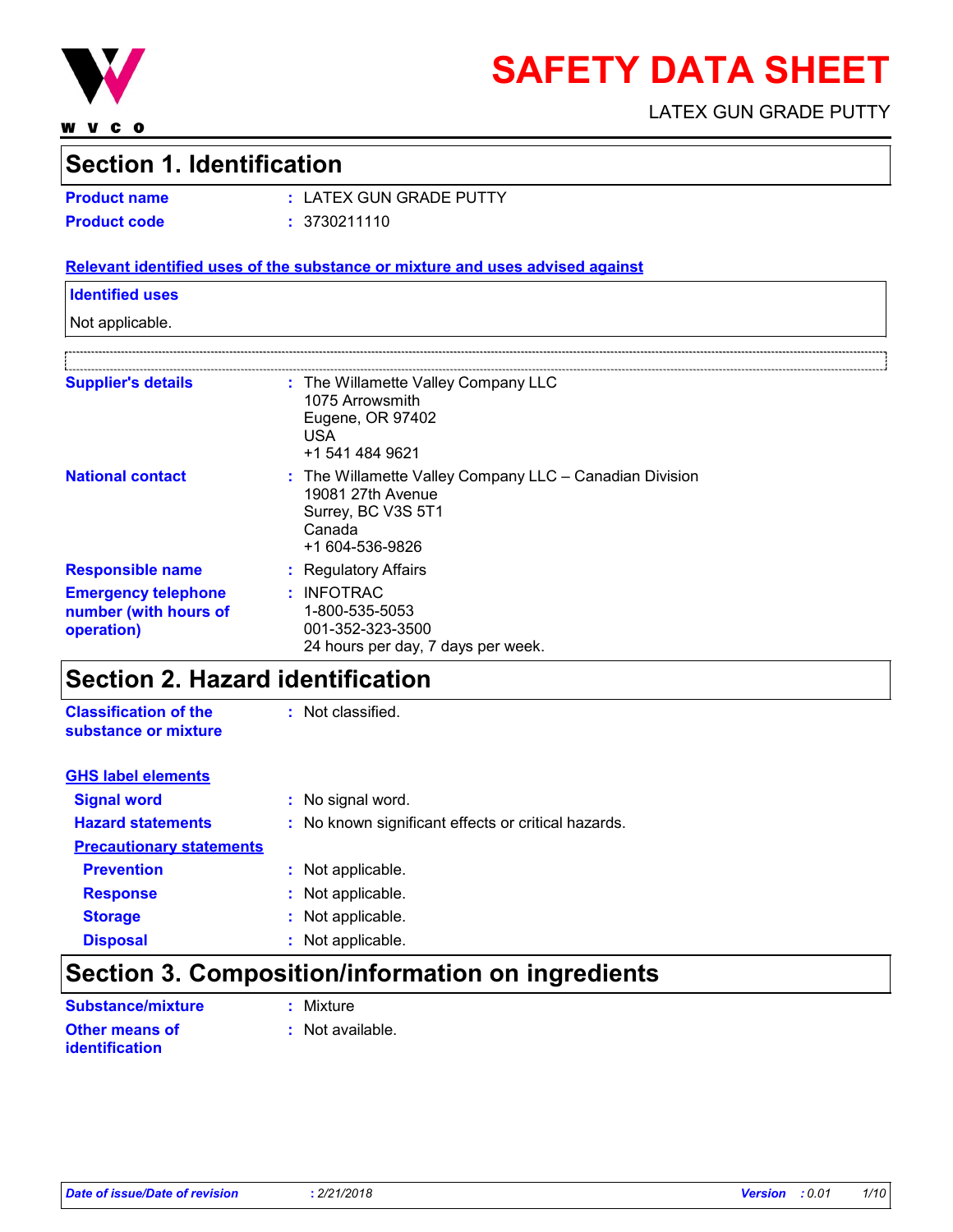# SAFETY DATA SHEET

LATEX GUN GRADE PUTTY

## Section 1. Identification

**Product name** : LATEX GUN GRADE PUTTY

**Product code** : 3730211110

**Relevant identified uses of the substance or mixture and uses advised against**

**Identified uses**

Not applicable.

**Supplier's details** : The Willamette Valley Company LLC
1075 Arrowsmith
Eugene, OR 97402
USA
+1 541 484 9621

**National contact** : The Willamette Valley Company LLC – Canadian Division
19081 27th Avenue
Surrey, BC V3S 5T1
Canada
+1 604-536-9826

**Responsible name** : Regulatory Affairs

**Emergency telephone number (with hours of operation)** : INFOTRAC
1-800-535-5053
001-352-323-3500
24 hours per day, 7 days per week.

## Section 2. Hazard identification

**Classification of the substance or mixture** : Not classified.

**GHS label elements**

**Signal word** : No signal word.

**Hazard statements** : No known significant effects or critical hazards.

**Precautionary statements**

**Prevention** : Not applicable.

**Response** : Not applicable.

**Storage** : Not applicable.

**Disposal** : Not applicable.

## Section 3. Composition/information on ingredients

**Substance/mixture** : Mixture

**Other means of identification** : Not available.

*Date of issue/Date of revision* : 2/21/2018 *Version* : 0.01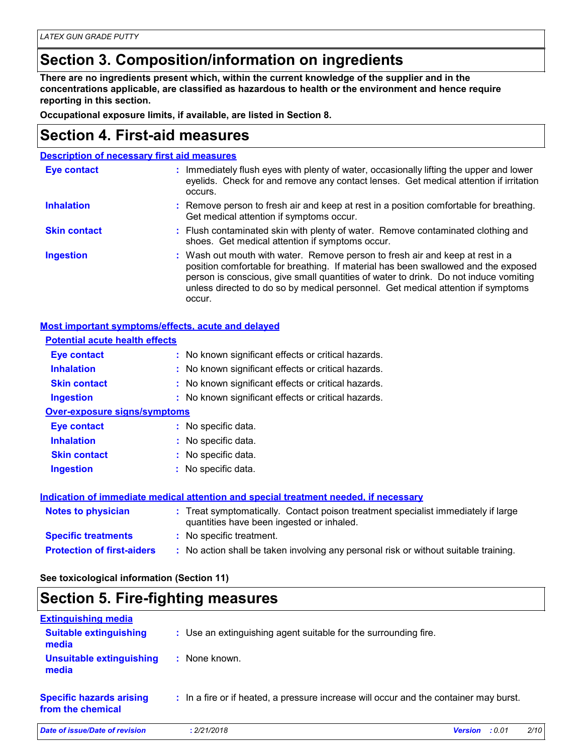## Section 3. Composition/information on ingredients

**There are no ingredients present which, within the current knowledge of the supplier and in the concentrations applicable, are classified as hazardous to health or the environment and hence require reporting in this section.**

**Occupational exposure limits, if available, are listed in Section 8.**

## Section 4. First-aid measures

### Description of necessary first aid measures

**Eye contact** : Immediately flush eyes with plenty of water, occasionally lifting the upper and lower eyelids. Check for and remove any contact lenses. Get medical attention if irritation occurs.

**Inhalation** : Remove person to fresh air and keep at rest in a position comfortable for breathing. Get medical attention if symptoms occur.

**Skin contact** : Flush contaminated skin with plenty of water. Remove contaminated clothing and shoes. Get medical attention if symptoms occur.

**Ingestion** : Wash out mouth with water. Remove person to fresh air and keep at rest in a position comfortable for breathing. If material has been swallowed and the exposed person is conscious, give small quantities of water to drink. Do not induce vomiting unless directed to do so by medical personnel. Get medical attention if symptoms occur.

### Most important symptoms/effects, acute and delayed

#### Potential acute health effects

**Eye contact** : No known significant effects or critical hazards.

**Inhalation** : No known significant effects or critical hazards.

**Skin contact** : No known significant effects or critical hazards.

**Ingestion** : No known significant effects or critical hazards.

#### Over-exposure signs/symptoms

**Eye contact** : No specific data.

**Inhalation** : No specific data.

**Skin contact** : No specific data.

**Ingestion** : No specific data.

### Indication of immediate medical attention and special treatment needed, if necessary

**Notes to physician** : Treat symptomatically. Contact poison treatment specialist immediately if large quantities have been ingested or inhaled.

**Specific treatments** : No specific treatment.

**Protection of first-aiders** : No action shall be taken involving any personal risk or without suitable training.

**See toxicological information (Section 11)**

## Section 5. Fire-fighting measures

### Extinguishing media

**Suitable extinguishing media** : Use an extinguishing agent suitable for the surrounding fire.

**Unsuitable extinguishing media** : None known.

**Specific hazards arising from the chemical** : In a fire or if heated, a pressure increase will occur and the container may burst.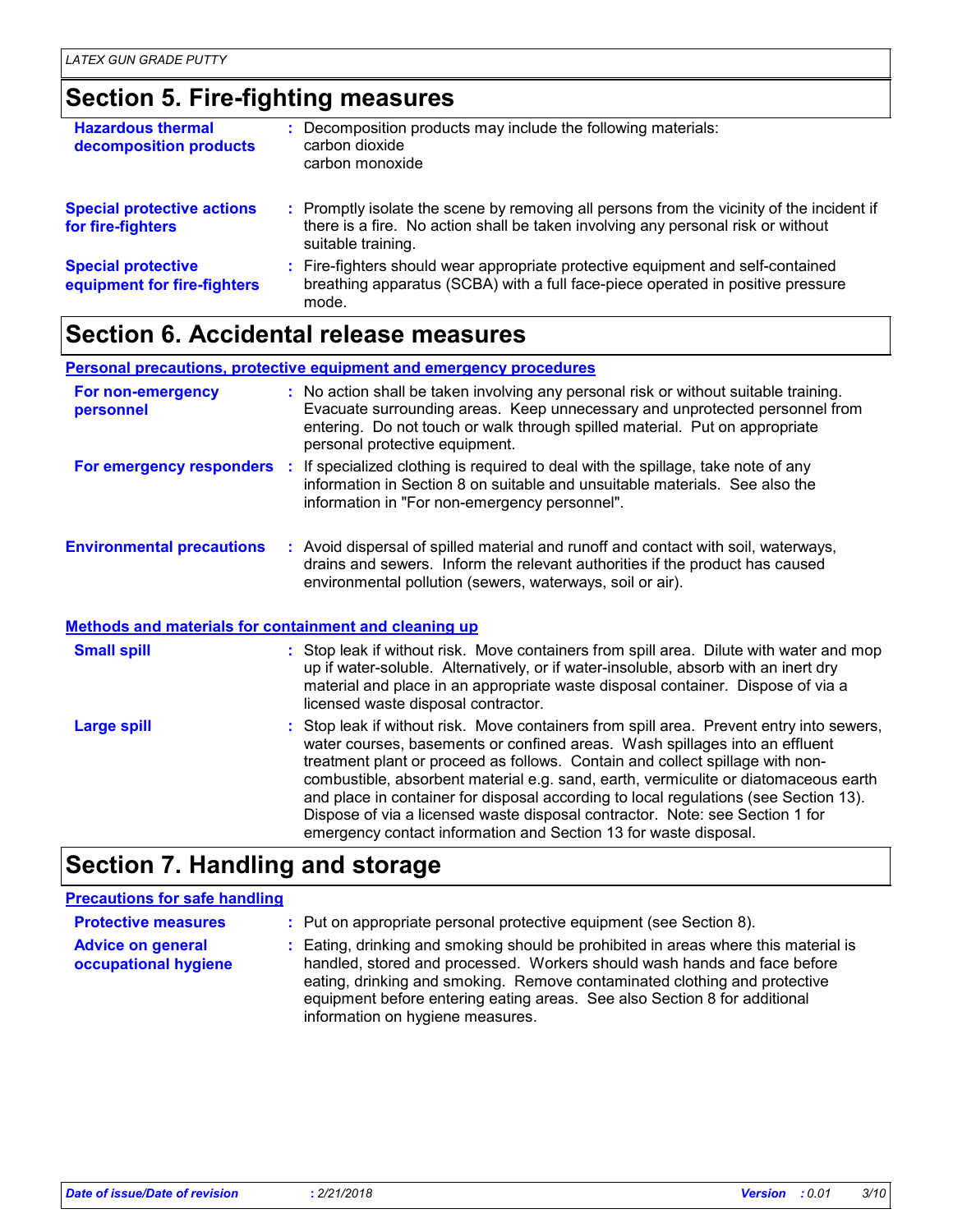## Section 5. Fire-fighting measures

| | |
|---|---|
| **Hazardous thermal decomposition products** | : Decomposition products may include the following materials:<br>carbon dioxide<br>carbon monoxide |
| **Special protective actions for fire-fighters** | : Promptly isolate the scene by removing all persons from the vicinity of the incident if there is a fire. No action shall be taken involving any personal risk or without suitable training. |
| **Special protective equipment for fire-fighters** | : Fire-fighters should wear appropriate protective equipment and self-contained breathing apparatus (SCBA) with a full face-piece operated in positive pressure mode. |

## Section 6. Accidental release measures

### Personal precautions, protective equipment and emergency procedures

| | |
|---|---|
| **For non-emergency personnel** | : No action shall be taken involving any personal risk or without suitable training. Evacuate surrounding areas. Keep unnecessary and unprotected personnel from entering. Do not touch or walk through spilled material. Put on appropriate personal protective equipment. |
| **For emergency responders** | : If specialized clothing is required to deal with the spillage, take note of any information in Section 8 on suitable and unsuitable materials. See also the information in "For non-emergency personnel". |
| **Environmental precautions** | : Avoid dispersal of spilled material and runoff and contact with soil, waterways, drains and sewers. Inform the relevant authorities if the product has caused environmental pollution (sewers, waterways, soil or air). |

### Methods and materials for containment and cleaning up

| | |
|---|---|
| **Small spill** | : Stop leak if without risk. Move containers from spill area. Dilute with water and mop up if water-soluble. Alternatively, or if water-insoluble, absorb with an inert dry material and place in an appropriate waste disposal container. Dispose of via a licensed waste disposal contractor. |
| **Large spill** | : Stop leak if without risk. Move containers from spill area. Prevent entry into sewers, water courses, basements or confined areas. Wash spillages into an effluent treatment plant or proceed as follows. Contain and collect spillage with non-combustible, absorbent material e.g. sand, earth, vermiculite or diatomaceous earth and place in container for disposal according to local regulations (see Section 13). Dispose of via a licensed waste disposal contractor. Note: see Section 1 for emergency contact information and Section 13 for waste disposal. |

## Section 7. Handling and storage

### Precautions for safe handling

| | |
|---|---|
| **Protective measures** | : Put on appropriate personal protective equipment (see Section 8). |
| **Advice on general occupational hygiene** | : Eating, drinking and smoking should be prohibited in areas where this material is handled, stored and processed. Workers should wash hands and face before eating, drinking and smoking. Remove contaminated clothing and protective equipment before entering eating areas. See also Section 8 for additional information on hygiene measures. |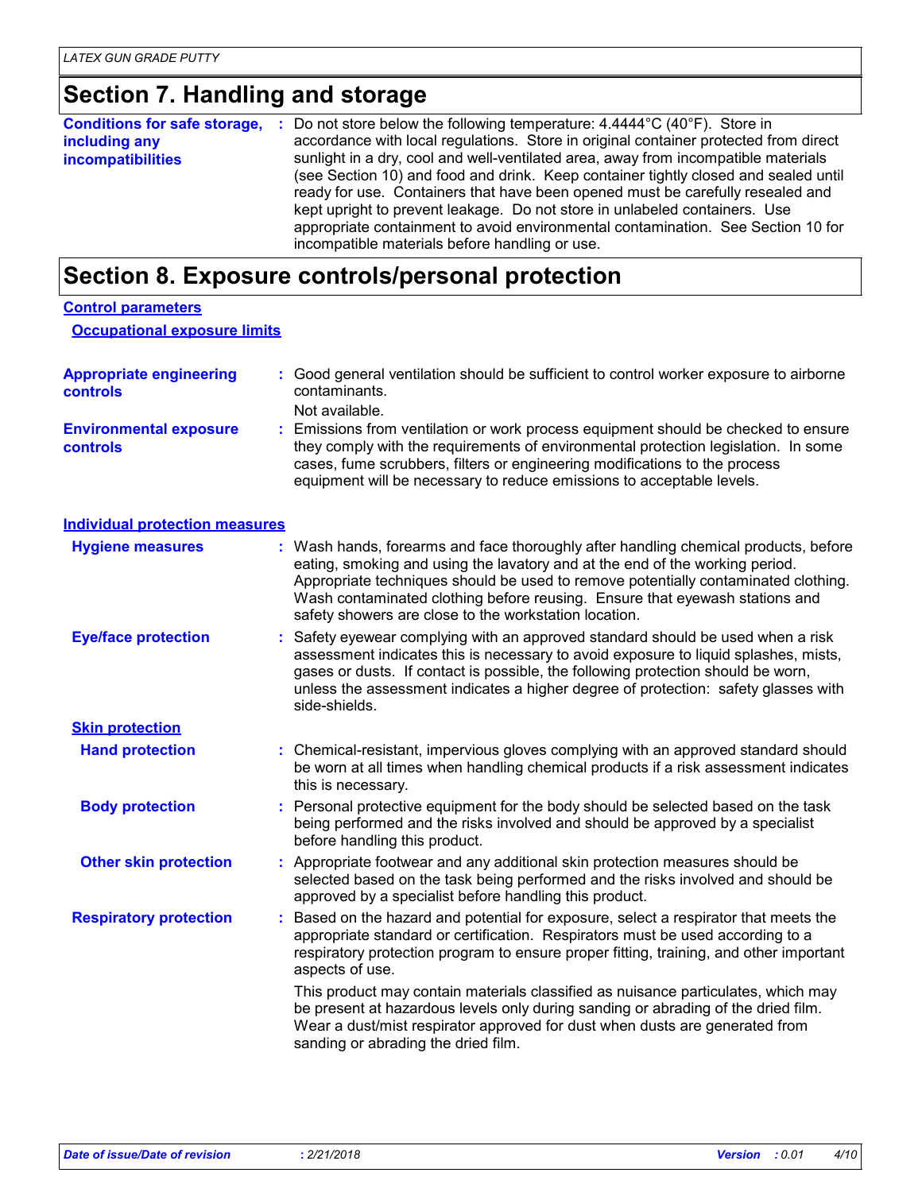## Section 7. Handling and storage

**Conditions for safe storage, including any incompatibilities** : Do not store below the following temperature: 4.4444°C (40°F). Store in accordance with local regulations. Store in original container protected from direct sunlight in a dry, cool and well-ventilated area, away from incompatible materials (see Section 10) and food and drink. Keep container tightly closed and sealed until ready for use. Containers that have been opened must be carefully resealed and kept upright to prevent leakage. Do not store in unlabeled containers. Use appropriate containment to avoid environmental contamination. See Section 10 for incompatible materials before handling or use.

## Section 8. Exposure controls/personal protection

### Control parameters

#### Occupational exposure limits

**Appropriate engineering controls** : Good general ventilation should be sufficient to control worker exposure to airborne contaminants.

Not available.

**Environmental exposure controls** : Emissions from ventilation or work process equipment should be checked to ensure they comply with the requirements of environmental protection legislation. In some cases, fume scrubbers, filters or engineering modifications to the process equipment will be necessary to reduce emissions to acceptable levels.

### Individual protection measures

**Hygiene measures** : Wash hands, forearms and face thoroughly after handling chemical products, before eating, smoking and using the lavatory and at the end of the working period. Appropriate techniques should be used to remove potentially contaminated clothing. Wash contaminated clothing before reusing. Ensure that eyewash stations and safety showers are close to the workstation location.

**Eye/face protection** : Safety eyewear complying with an approved standard should be used when a risk assessment indicates this is necessary to avoid exposure to liquid splashes, mists, gases or dusts. If contact is possible, the following protection should be worn, unless the assessment indicates a higher degree of protection: safety glasses with side-shields.

#### Skin protection

**Hand protection** : Chemical-resistant, impervious gloves complying with an approved standard should be worn at all times when handling chemical products if a risk assessment indicates this is necessary.

**Body protection** : Personal protective equipment for the body should be selected based on the task being performed and the risks involved and should be approved by a specialist before handling this product.

**Other skin protection** : Appropriate footwear and any additional skin protection measures should be selected based on the task being performed and the risks involved and should be approved by a specialist before handling this product.

**Respiratory protection** : Based on the hazard and potential for exposure, select a respirator that meets the appropriate standard or certification. Respirators must be used according to a respiratory protection program to ensure proper fitting, training, and other important aspects of use.

This product may contain materials classified as nuisance particulates, which may be present at hazardous levels only during sanding or abrading of the dried film. Wear a dust/mist respirator approved for dust when dusts are generated from sanding or abrading the dried film.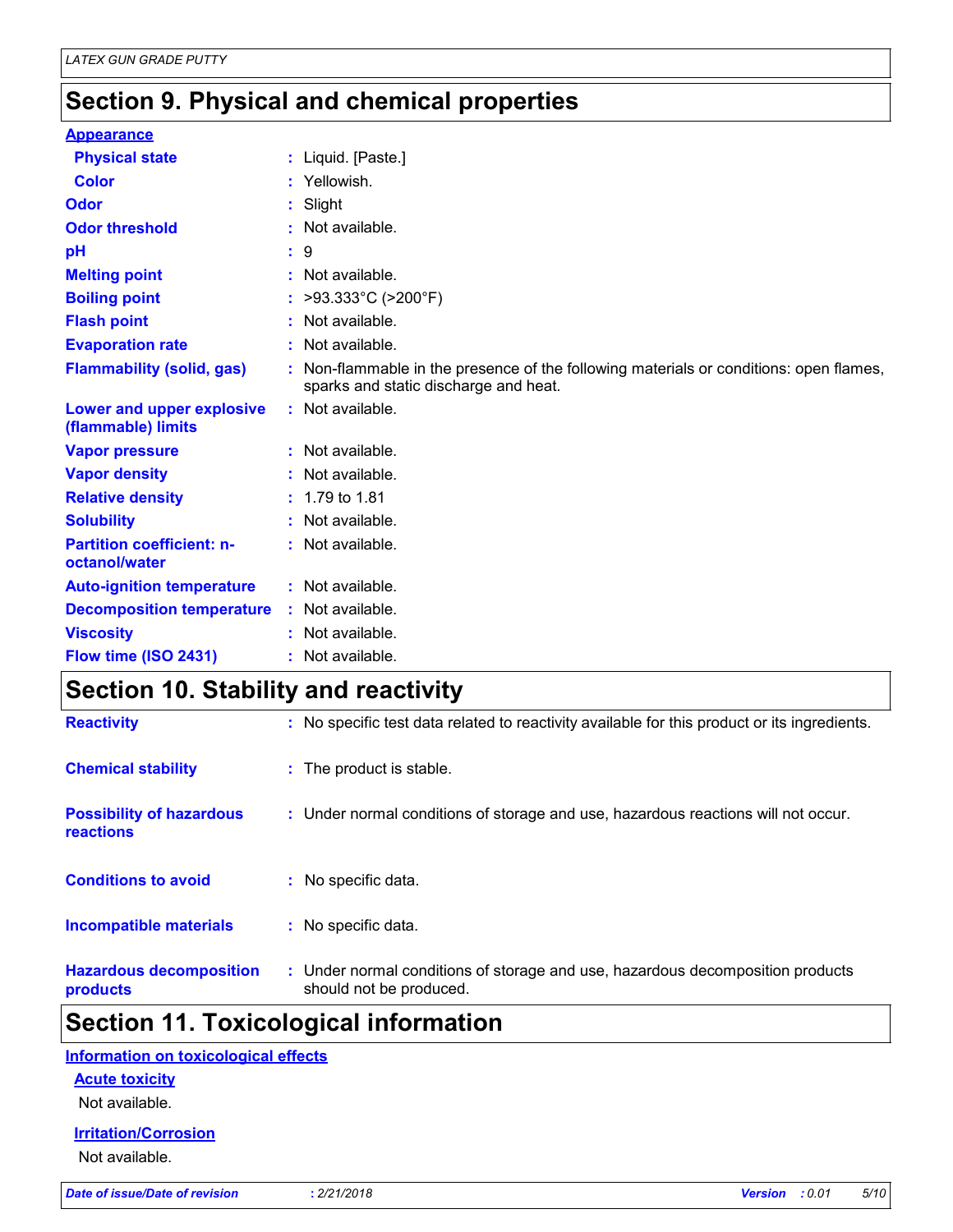## Section 9. Physical and chemical properties

**Appearance**

| Property | Value |
|---|---|
| Physical state | Liquid. [Paste.] |
| Color | Yellowish. |
| Odor | Slight |
| Odor threshold | Not available. |
| pH | 9 |
| Melting point | Not available. |
| Boiling point | >93.333°C (>200°F) |
| Flash point | Not available. |
| Evaporation rate | Not available. |
| Flammability (solid, gas) | Non-flammable in the presence of the following materials or conditions: open flames, sparks and static discharge and heat. |
| Lower and upper explosive (flammable) limits | Not available. |
| Vapor pressure | Not available. |
| Vapor density | Not available. |
| Relative density | 1.79 to 1.81 |
| Solubility | Not available. |
| Partition coefficient: n-octanol/water | Not available. |
| Auto-ignition temperature | Not available. |
| Decomposition temperature | Not available. |
| Viscosity | Not available. |
| Flow time (ISO 2431) | Not available. |

## Section 10. Stability and reactivity

| Property | Value |
|---|---|
| Reactivity | No specific test data related to reactivity available for this product or its ingredients. |
| Chemical stability | The product is stable. |
| Possibility of hazardous reactions | Under normal conditions of storage and use, hazardous reactions will not occur. |
| Conditions to avoid | No specific data. |
| Incompatible materials | No specific data. |
| Hazardous decomposition products | Under normal conditions of storage and use, hazardous decomposition products should not be produced. |

## Section 11. Toxicological information

**Information on toxicological effects**

**Acute toxicity**

Not available.

**Irritation/Corrosion**

Not available.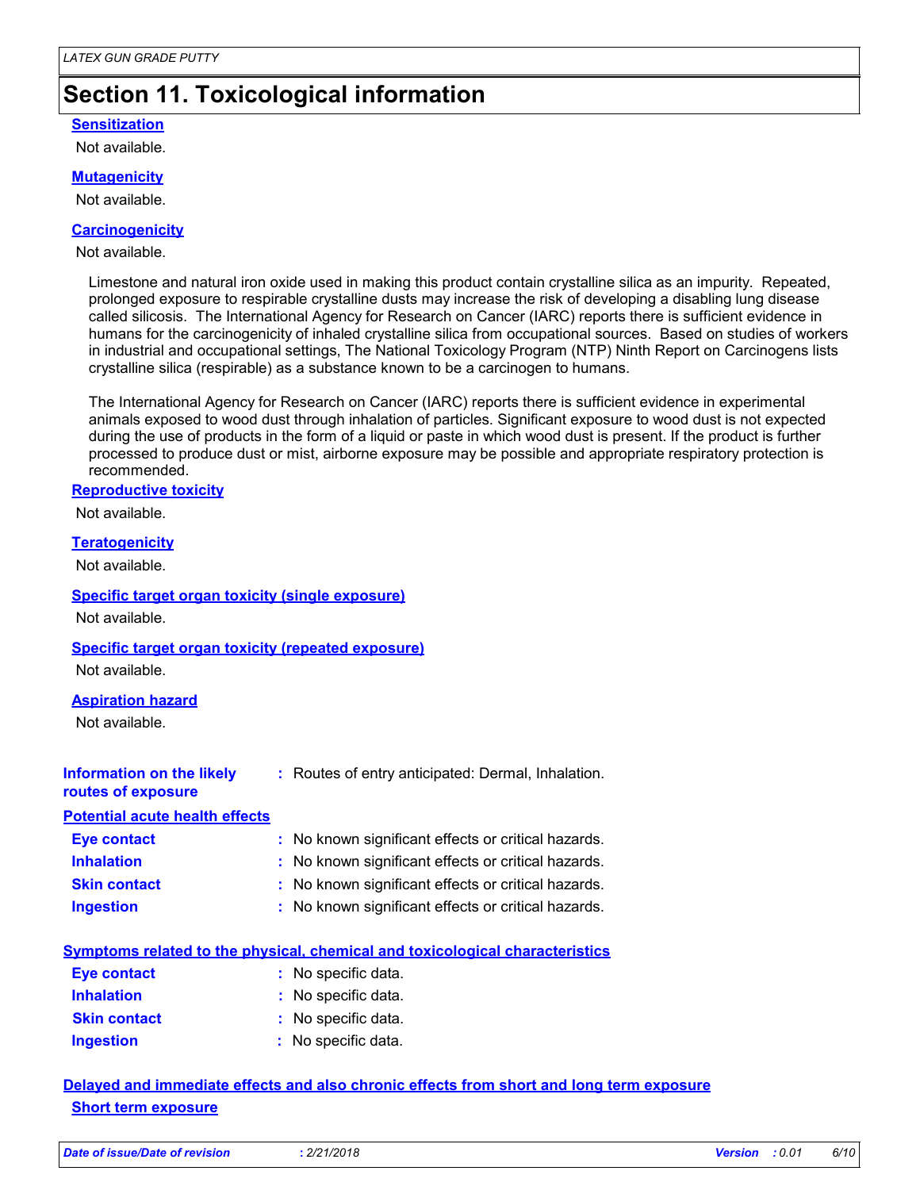# Section 11. Toxicological information

### Sensitization

Not available.

### Mutagenicity

Not available.

### Carcinogenicity

Not available.

Limestone and natural iron oxide used in making this product contain crystalline silica as an impurity. Repeated, prolonged exposure to respirable crystalline dusts may increase the risk of developing a disabling lung disease called silicosis. The International Agency for Research on Cancer (IARC) reports there is sufficient evidence in humans for the carcinogenicity of inhaled crystalline silica from occupational sources. Based on studies of workers in industrial and occupational settings, The National Toxicology Program (NTP) Ninth Report on Carcinogens lists crystalline silica (respirable) as a substance known to be a carcinogen to humans.

The International Agency for Research on Cancer (IARC) reports there is sufficient evidence in experimental animals exposed to wood dust through inhalation of particles. Significant exposure to wood dust is not expected during the use of products in the form of a liquid or paste in which wood dust is present. If the product is further processed to produce dust or mist, airborne exposure may be possible and appropriate respiratory protection is recommended.

### Reproductive toxicity

Not available.

### Teratogenicity

Not available.

### Specific target organ toxicity (single exposure)

Not available.

### Specific target organ toxicity (repeated exposure)

Not available.

### Aspiration hazard

Not available.

**Information on the likely routes of exposure** : Routes of entry anticipated: Dermal, Inhalation.

### Potential acute health effects

**Eye contact** : No known significant effects or critical hazards.

**Inhalation** : No known significant effects or critical hazards.

**Skin contact** : No known significant effects or critical hazards.

**Ingestion** : No known significant effects or critical hazards.

### Symptoms related to the physical, chemical and toxicological characteristics

**Eye contact** : No specific data.

**Inhalation** : No specific data.

**Skin contact** : No specific data.

**Ingestion** : No specific data.

### Delayed and immediate effects and also chronic effects from short and long term exposure

#### Short term exposure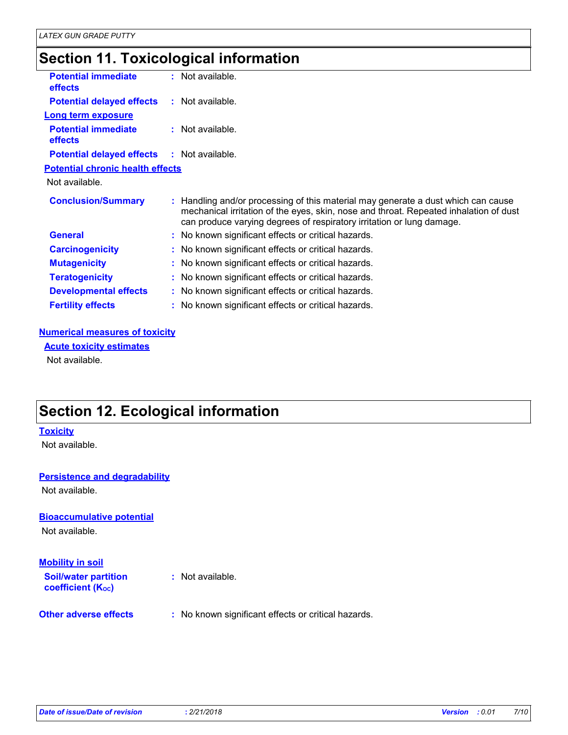## Section 11. Toxicological information

**Potential immediate effects** : Not available.

**Potential delayed effects** : Not available.

**Long term exposure**

**Potential immediate effects** : Not available.

**Potential delayed effects** : Not available.

**Potential chronic health effects**

Not available.

**Conclusion/Summary** : Handling and/or processing of this material may generate a dust which can cause mechanical irritation of the eyes, skin, nose and throat. Repeated inhalation of dust can produce varying degrees of respiratory irritation or lung damage.

**General** : No known significant effects or critical hazards.

**Carcinogenicity** : No known significant effects or critical hazards.

**Mutagenicity** : No known significant effects or critical hazards.

**Teratogenicity** : No known significant effects or critical hazards.

**Developmental effects** : No known significant effects or critical hazards.

**Fertility effects** : No known significant effects or critical hazards.

**Numerical measures of toxicity**

**Acute toxicity estimates**

Not available.

## Section 12. Ecological information

**Toxicity**

Not available.

**Persistence and degradability**

Not available.

**Bioaccumulative potential**

Not available.

**Mobility in soil**

**Soil/water partition coefficient ($K_{OC}$)** : Not available.

**Other adverse effects** : No known significant effects or critical hazards.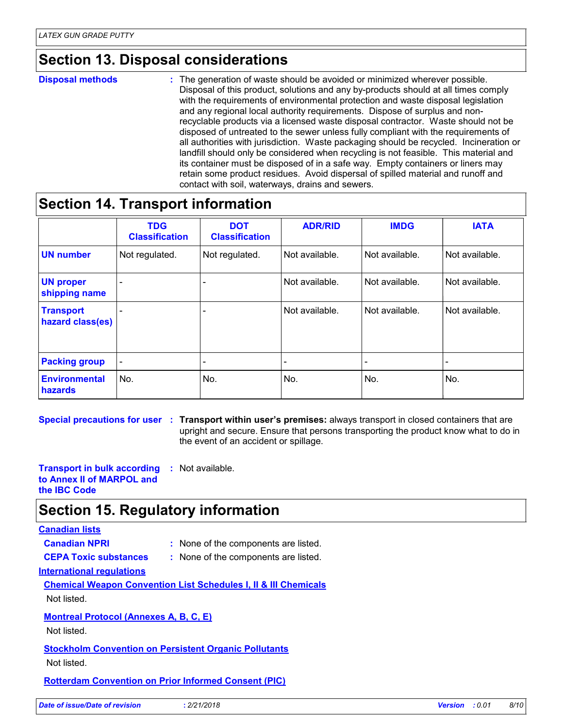## Section 13. Disposal considerations

**Disposal methods** : The generation of waste should be avoided or minimized wherever possible. Disposal of this product, solutions and any by-products should at all times comply with the requirements of environmental protection and waste disposal legislation and any regional local authority requirements. Dispose of surplus and non-recyclable products via a licensed waste disposal contractor. Waste should not be disposed of untreated to the sewer unless fully compliant with the requirements of all authorities with jurisdiction. Waste packaging should be recycled. Incineration or landfill should only be considered when recycling is not feasible. This material and its container must be disposed of in a safe way. Empty containers or liners may retain some product residues. Avoid dispersal of spilled material and runoff and contact with soil, waterways, drains and sewers.

## Section 14. Transport information

| | TDG Classification | DOT Classification | ADR/RID | IMDG | IATA |
|---|---|---|---|---|---|
| **UN number** | Not regulated. | Not regulated. | Not available. | Not available. | Not available. |
| **UN proper shipping name** | - | - | Not available. | Not available. | Not available. |
| **Transport hazard class(es)** | - | - | Not available. | Not available. | Not available. |
| **Packing group** | - | - | - | - | - |
| **Environmental hazards** | No. | No. | No. | No. | No. |

**Special precautions for user** : **Transport within user's premises:** always transport in closed containers that are upright and secure. Ensure that persons transporting the product know what to do in the event of an accident or spillage.

**Transport in bulk according to Annex II of MARPOL and the IBC Code** : Not available.

## Section 15. Regulatory information

**Canadian lists**

**Canadian NPRI** : None of the components are listed.

**CEPA Toxic substances** : None of the components are listed.

**International regulations**

**Chemical Weapon Convention List Schedules I, II & III Chemicals**

Not listed.

**Montreal Protocol (Annexes A, B, C, E)**

Not listed.

**Stockholm Convention on Persistent Organic Pollutants**

Not listed.

**Rotterdam Convention on Prior Informed Consent (PIC)**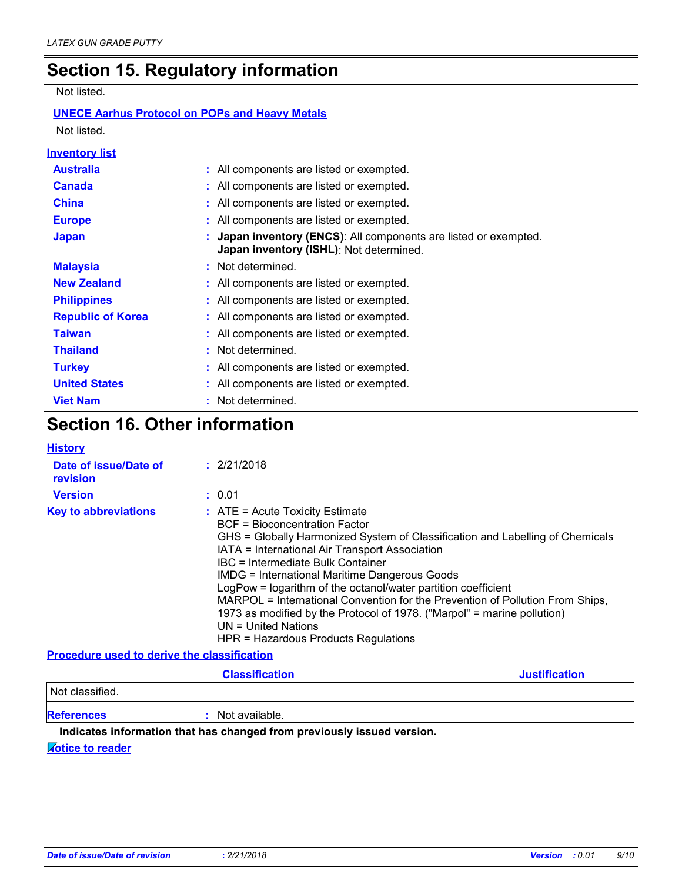## Section 15. Regulatory information

Not listed.

**UNECE Aarhus Protocol on POPs and Heavy Metals**

Not listed.

**Inventory list**

| | |
|---|---|
| **Australia** | : All components are listed or exempted. |
| **Canada** | : All components are listed or exempted. |
| **China** | : All components are listed or exempted. |
| **Europe** | : All components are listed or exempted. |
| **Japan** | : **Japan inventory (ENCS)**: All components are listed or exempted. **Japan inventory (ISHL)**: Not determined. |
| **Malaysia** | : Not determined. |
| **New Zealand** | : All components are listed or exempted. |
| **Philippines** | : All components are listed or exempted. |
| **Republic of Korea** | : All components are listed or exempted. |
| **Taiwan** | : All components are listed or exempted. |
| **Thailand** | : Not determined. |
| **Turkey** | : All components are listed or exempted. |
| **United States** | : All components are listed or exempted. |
| **Viet Nam** | : Not determined. |

## Section 16. Other information

**History**

**Date of issue/Date of revision** : 2/21/2018

**Version** : 0.01

**Key to abbreviations** :
ATE = Acute Toxicity Estimate
BCF = Bioconcentration Factor
GHS = Globally Harmonized System of Classification and Labelling of Chemicals
IATA = International Air Transport Association
IBC = Intermediate Bulk Container
IMDG = International Maritime Dangerous Goods
LogPow = logarithm of the octanol/water partition coefficient
MARPOL = International Convention for the Prevention of Pollution From Ships, 1973 as modified by the Protocol of 1978. ("Marpol" = marine pollution)
UN = United Nations
HPR = Hazardous Products Regulations

**Procedure used to derive the classification**

| Classification | Justification |
|---|---|
| Not classified. | |

**References** : Not available.

**Indicates information that has changed from previously issued version.**

**Notice to reader**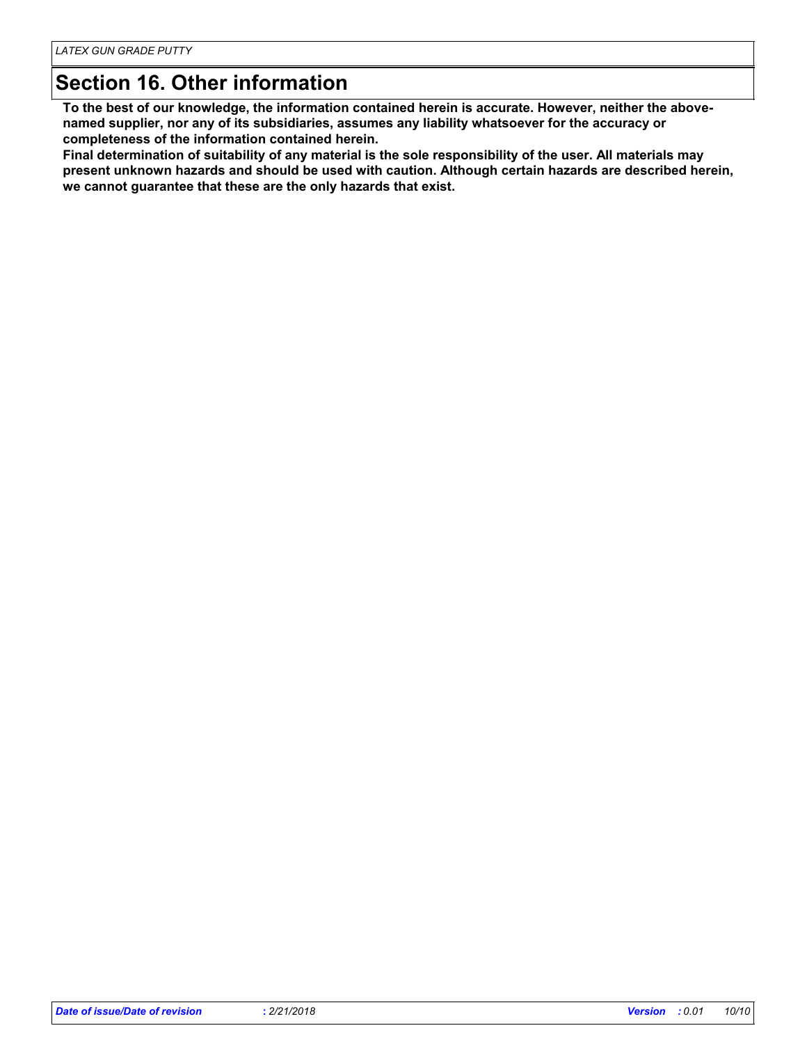# Section 16. Other information

**To the best of our knowledge, the information contained herein is accurate. However, neither the above-named supplier, nor any of its subsidiaries, assumes any liability whatsoever for the accuracy or completeness of the information contained herein.**
**Final determination of suitability of any material is the sole responsibility of the user. All materials may present unknown hazards and should be used with caution. Although certain hazards are described herein, we cannot guarantee that these are the only hazards that exist.**